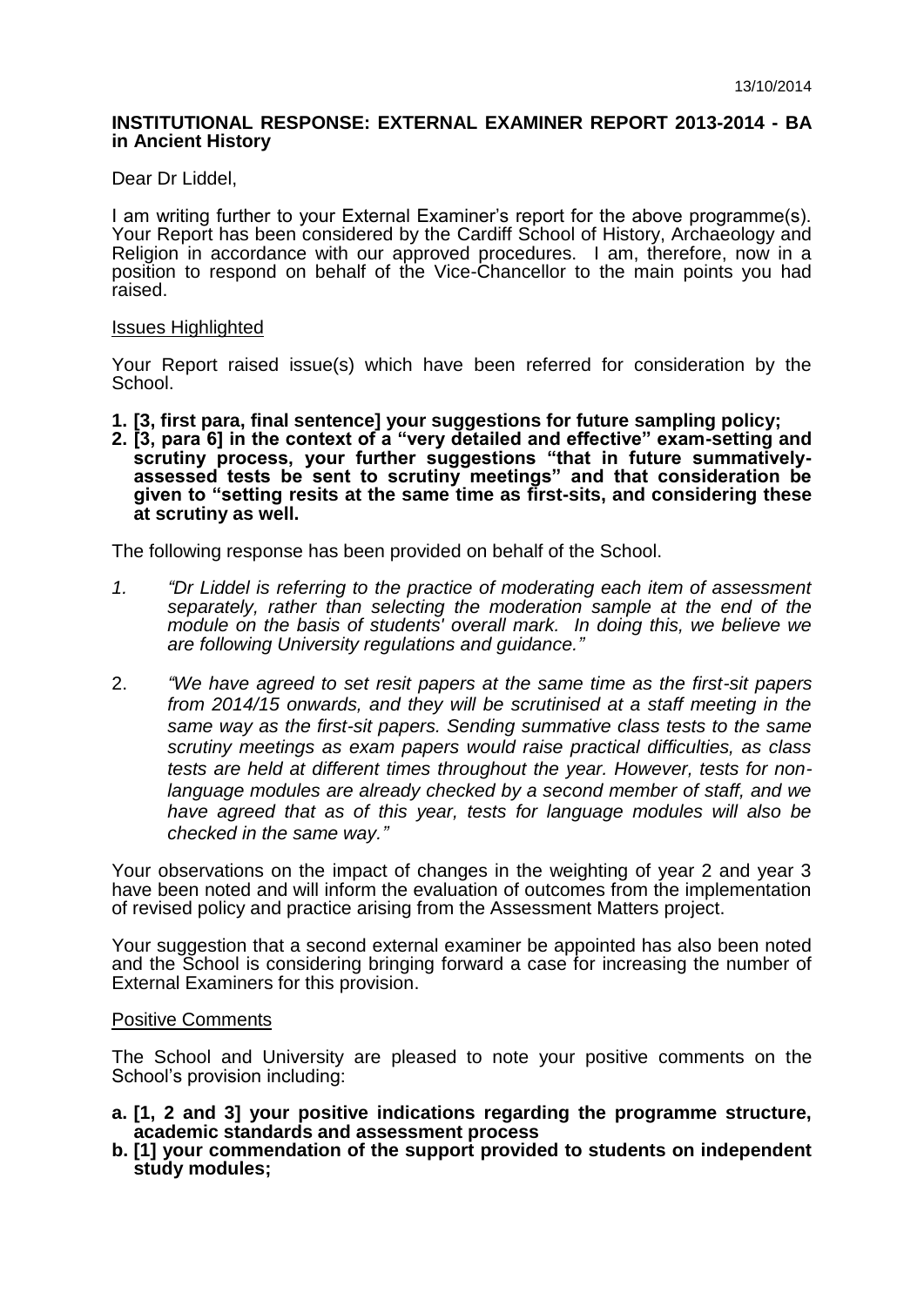13/10/2014

**INSTITUTIONAL RESPONSE: EXTERNAL EXAMINER REPORT 2013-2014 - BA in Ancient History**

Dear Dr Liddel,

I am writing further to your External Examiner's report for the above programme(s). Your Report has been considered by the Cardiff School of History, Archaeology and Religion in accordance with our approved procedures. I am, therefore, now in a position to respond on behalf of the Vice-Chancellor to the main points you had raised.

Issues Highlighted

Your Report raised issue(s) which have been referred for consideration by the School.

1. **[3, first para, final sentence] your suggestions for future sampling policy;**
2. **[3, para 6] in the context of a "very detailed and effective" exam-setting and scrutiny process, your further suggestions "that in future summatively-assessed tests be sent to scrutiny meetings" and that consideration be given to "setting resits at the same time as first-sits, and considering these at scrutiny as well.**

The following response has been provided on behalf of the School.

1. *"Dr Liddel is referring to the practice of moderating each item of assessment separately, rather than selecting the moderation sample at the end of the module on the basis of students' overall mark. In doing this, we believe we are following University regulations and guidance."*
2. *"We have agreed to set resit papers at the same time as the first-sit papers from 2014/15 onwards, and they will be scrutinised at a staff meeting in the same way as the first-sit papers. Sending summative class tests to the same scrutiny meetings as exam papers would raise practical difficulties, as class tests are held at different times throughout the year. However, tests for non-language modules are already checked by a second member of staff, and we have agreed that as of this year, tests for language modules will also be checked in the same way."*

Your observations on the impact of changes in the weighting of year 2 and year 3 have been noted and will inform the evaluation of outcomes from the implementation of revised policy and practice arising from the Assessment Matters project.

Your suggestion that a second external examiner be appointed has also been noted and the School is considering bringing forward a case for increasing the number of External Examiners for this provision.

Positive Comments

The School and University are pleased to note your positive comments on the School's provision including:

- **a. [1, 2 and 3] your positive indications regarding the programme structure, academic standards and assessment process**
- **b. [1] your commendation of the support provided to students on independent study modules;**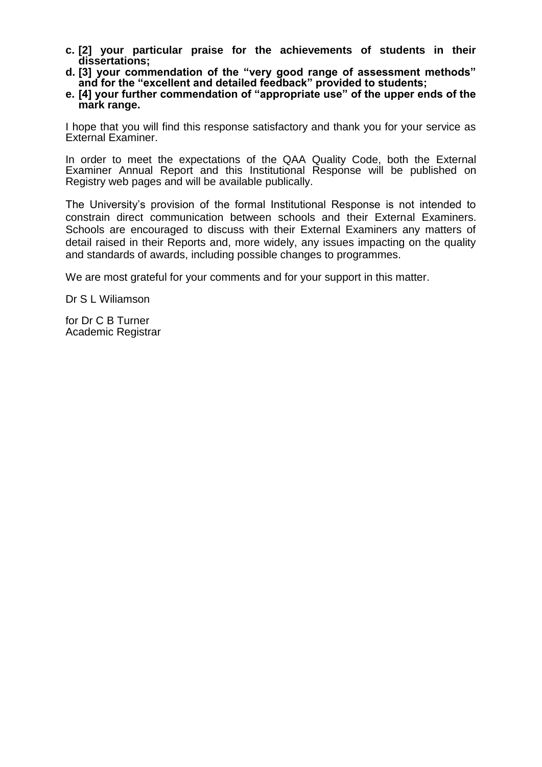c. **[2] your particular praise for the achievements of students in their dissertations;**
d. **[3] your commendation of the "very good range of assessment methods" and for the "excellent and detailed feedback" provided to students;**
e. **[4] your further commendation of "appropriate use" of the upper ends of the mark range.**

I hope that you will find this response satisfactory and thank you for your service as External Examiner.

In order to meet the expectations of the QAA Quality Code, both the External Examiner Annual Report and this Institutional Response will be published on Registry web pages and will be available publically.

The University's provision of the formal Institutional Response is not intended to constrain direct communication between schools and their External Examiners. Schools are encouraged to discuss with their External Examiners any matters of detail raised in their Reports and, more widely, any issues impacting on the quality and standards of awards, including possible changes to programmes.

We are most grateful for your comments and for your support in this matter.

Dr S L Wiliamson

for Dr C B Turner
Academic Registrar